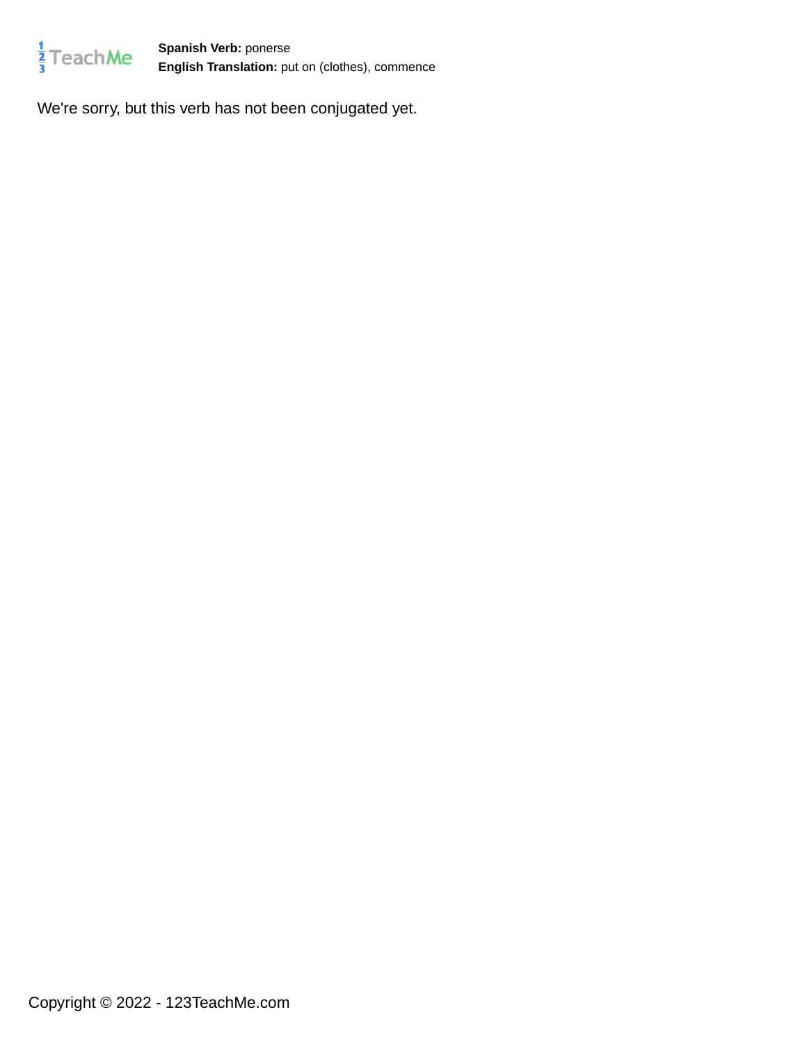**Spanish Verb:** ponerse
**English Translation:** put on (clothes), commence

We're sorry, but this verb has not been conjugated yet.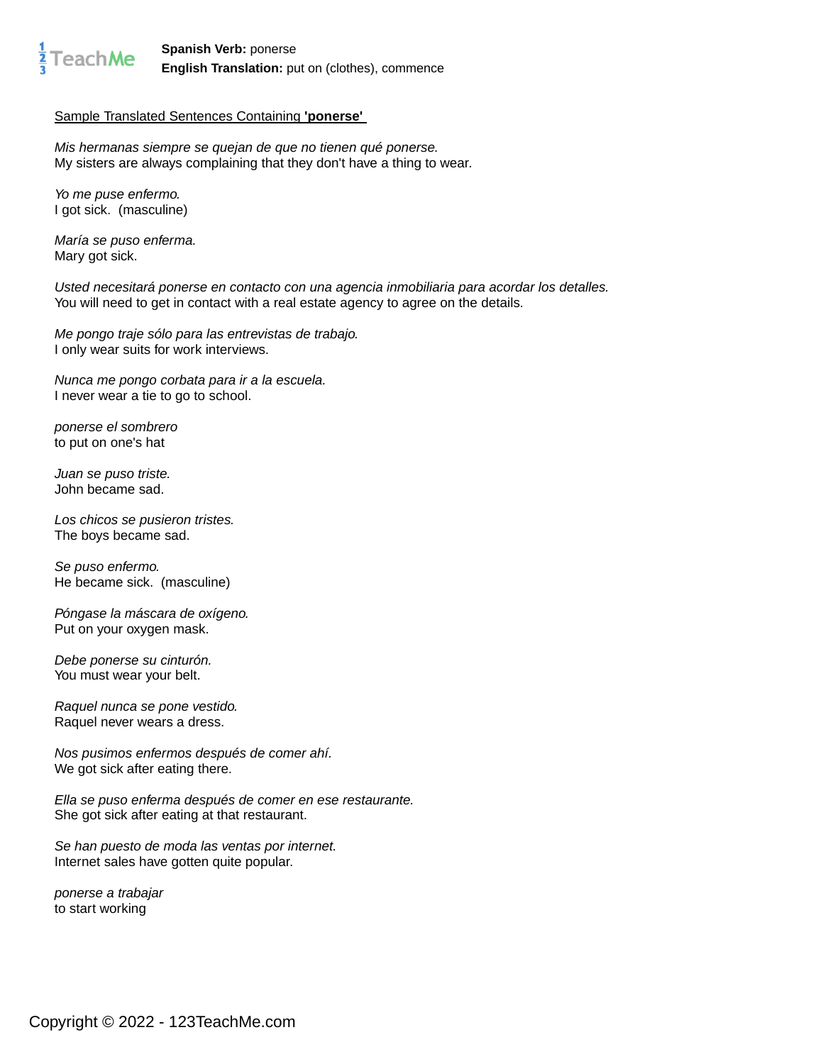**Spanish Verb:** ponerse
**English Translation:** put on (clothes), commence

Sample Translated Sentences Containing **'ponerse'**

*Mis hermanas siempre se quejan de que no tienen qué ponerse.*
My sisters are always complaining that they don't have a thing to wear.

*Yo me puse enfermo.*
I got sick. (masculine)

*María se puso enferma.*
Mary got sick.

*Usted necesitará ponerse en contacto con una agencia inmobiliaria para acordar los detalles.*
You will need to get in contact with a real estate agency to agree on the details.

*Me pongo traje sólo para las entrevistas de trabajo.*
I only wear suits for work interviews.

*Nunca me pongo corbata para ir a la escuela.*
I never wear a tie to go to school.

*ponerse el sombrero*
to put on one's hat

*Juan se puso triste.*
John became sad.

*Los chicos se pusieron tristes.*
The boys became sad.

*Se puso enfermo.*
He became sick. (masculine)

*Póngase la máscara de oxígeno.*
Put on your oxygen mask.

*Debe ponerse su cinturón.*
You must wear your belt.

*Raquel nunca se pone vestido.*
Raquel never wears a dress.

*Nos pusimos enfermos después de comer ahí.*
We got sick after eating there.

*Ella se puso enferma después de comer en ese restaurante.*
She got sick after eating at that restaurant.

*Se han puesto de moda las ventas por internet.*
Internet sales have gotten quite popular.

*ponerse a trabajar*
to start working

Copyright © 2022 - 123TeachMe.com